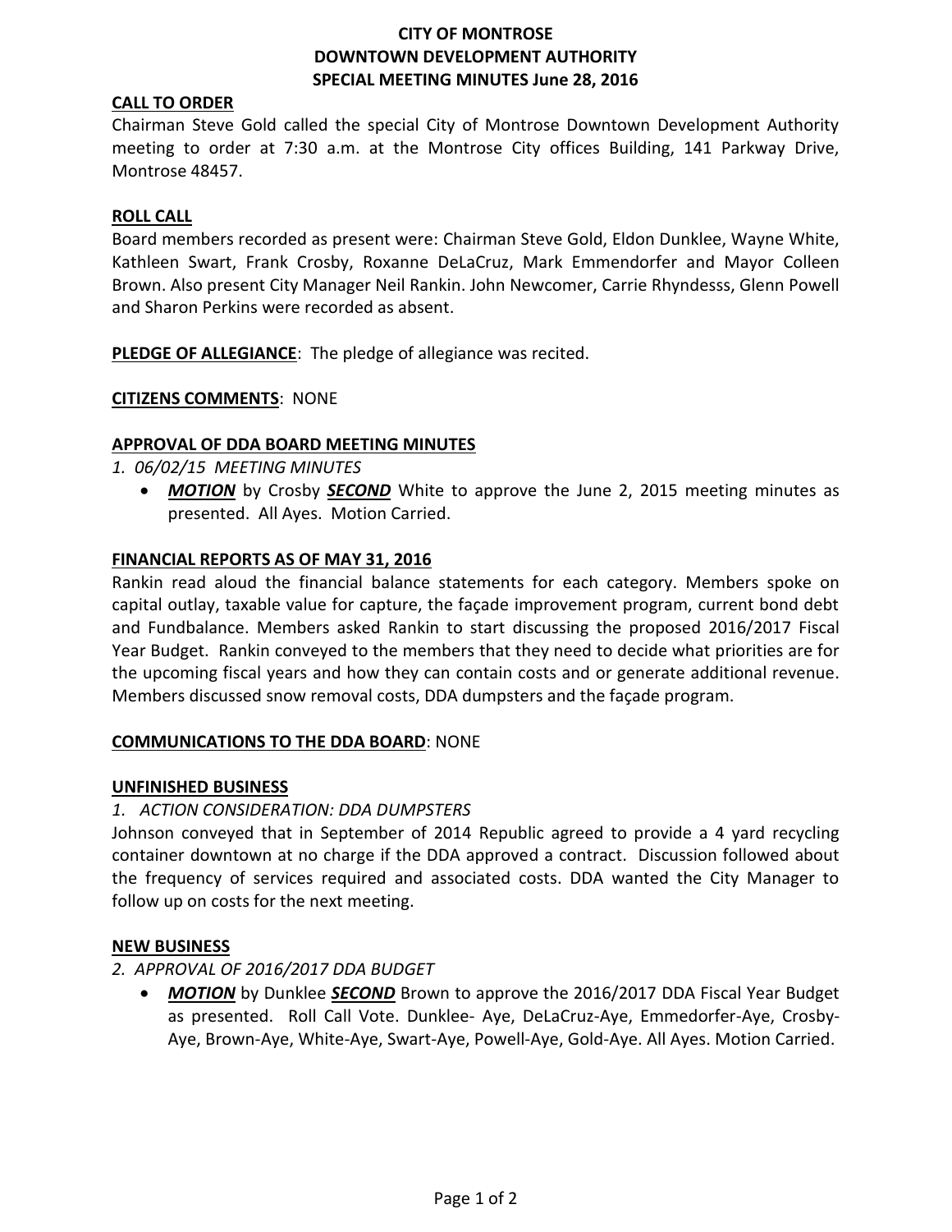# CITY OF MONTROSE
# DOWNTOWN DEVELOPMENT AUTHORITY
# SPECIAL MEETING MINUTES June 28, 2016

## CALL TO ORDER

Chairman Steve Gold called the special City of Montrose Downtown Development Authority meeting to order at 7:30 a.m. at the Montrose City offices Building, 141 Parkway Drive, Montrose 48457.

## ROLL CALL

Board members recorded as present were: Chairman Steve Gold, Eldon Dunklee, Wayne White, Kathleen Swart, Frank Crosby, Roxanne DeLaCruz, Mark Emmendorfer and Mayor Colleen Brown. Also present City Manager Neil Rankin. John Newcomer, Carrie Rhyndesss, Glenn Powell and Sharon Perkins were recorded as absent.

**PLEDGE OF ALLEGIANCE**: The pledge of allegiance was recited.

**CITIZENS COMMENTS**: NONE

## APPROVAL OF DDA BOARD MEETING MINUTES

*1. 06/02/15 MEETING MINUTES*

- ***MOTION*** by Crosby ***SECOND*** White to approve the June 2, 2015 meeting minutes as presented. All Ayes. Motion Carried.

## FINANCIAL REPORTS AS OF MAY 31, 2016

Rankin read aloud the financial balance statements for each category. Members spoke on capital outlay, taxable value for capture, the façade improvement program, current bond debt and Fundbalance. Members asked Rankin to start discussing the proposed 2016/2017 Fiscal Year Budget. Rankin conveyed to the members that they need to decide what priorities are for the upcoming fiscal years and how they can contain costs and or generate additional revenue. Members discussed snow removal costs, DDA dumpsters and the façade program.

**COMMUNICATIONS TO THE DDA BOARD**: NONE

## UNFINISHED BUSINESS

*1. ACTION CONSIDERATION: DDA DUMPSTERS*

Johnson conveyed that in September of 2014 Republic agreed to provide a 4 yard recycling container downtown at no charge if the DDA approved a contract. Discussion followed about the frequency of services required and associated costs. DDA wanted the City Manager to follow up on costs for the next meeting.

## NEW BUSINESS

*2. APPROVAL OF 2016/2017 DDA BUDGET*

- ***MOTION*** by Dunklee ***SECOND*** Brown to approve the 2016/2017 DDA Fiscal Year Budget as presented. Roll Call Vote. Dunklee- Aye, DeLaCruz-Aye, Emmedorfer-Aye, Crosby-Aye, Brown-Aye, White-Aye, Swart-Aye, Powell-Aye, Gold-Aye. All Ayes. Motion Carried.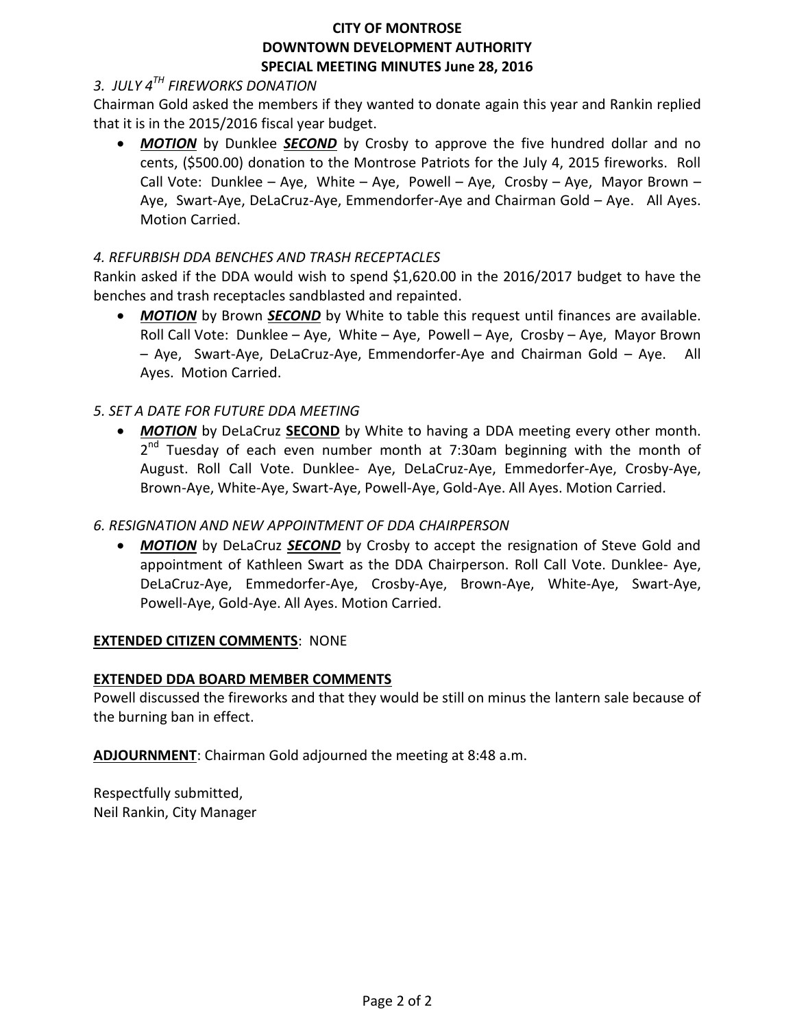**CITY OF MONTROSE**
**DOWNTOWN DEVELOPMENT AUTHORITY**
**SPECIAL MEETING MINUTES June 28, 2016**

*3. JULY 4TH FIREWORKS DONATION*

Chairman Gold asked the members if they wanted to donate again this year and Rankin replied that it is in the 2015/2016 fiscal year budget.

- ***MOTION*** by Dunklee ***SECOND*** by Crosby to approve the five hundred dollar and no cents, ($500.00) donation to the Montrose Patriots for the July 4, 2015 fireworks. Roll Call Vote: Dunklee – Aye, White – Aye, Powell – Aye, Crosby – Aye, Mayor Brown – Aye, Swart-Aye, DeLaCruz-Aye, Emmendorfer-Aye and Chairman Gold – Aye. All Ayes. Motion Carried.

*4. REFURBISH DDA BENCHES AND TRASH RECEPTACLES*

Rankin asked if the DDA would wish to spend $1,620.00 in the 2016/2017 budget to have the benches and trash receptacles sandblasted and repainted.

- ***MOTION*** by Brown ***SECOND*** by White to table this request until finances are available. Roll Call Vote: Dunklee – Aye, White – Aye, Powell – Aye, Crosby – Aye, Mayor Brown – Aye, Swart-Aye, DeLaCruz-Aye, Emmendorfer-Aye and Chairman Gold – Aye. All Ayes. Motion Carried.

*5. SET A DATE FOR FUTURE DDA MEETING*

- ***MOTION*** by DeLaCruz **SECOND** by White to having a DDA meeting every other month. 2nd Tuesday of each even number month at 7:30am beginning with the month of August. Roll Call Vote. Dunklee- Aye, DeLaCruz-Aye, Emmedorfer-Aye, Crosby-Aye, Brown-Aye, White-Aye, Swart-Aye, Powell-Aye, Gold-Aye. All Ayes. Motion Carried.

*6. RESIGNATION AND NEW APPOINTMENT OF DDA CHAIRPERSON*

- ***MOTION*** by DeLaCruz ***SECOND*** by Crosby to accept the resignation of Steve Gold and appointment of Kathleen Swart as the DDA Chairperson. Roll Call Vote. Dunklee- Aye, DeLaCruz-Aye, Emmedorfer-Aye, Crosby-Aye, Brown-Aye, White-Aye, Swart-Aye, Powell-Aye, Gold-Aye. All Ayes. Motion Carried.

**EXTENDED CITIZEN COMMENTS**: NONE

**EXTENDED DDA BOARD MEMBER COMMENTS**

Powell discussed the fireworks and that they would be still on minus the lantern sale because of the burning ban in effect.

**ADJOURNMENT**: Chairman Gold adjourned the meeting at 8:48 a.m.

Respectfully submitted,
Neil Rankin, City Manager